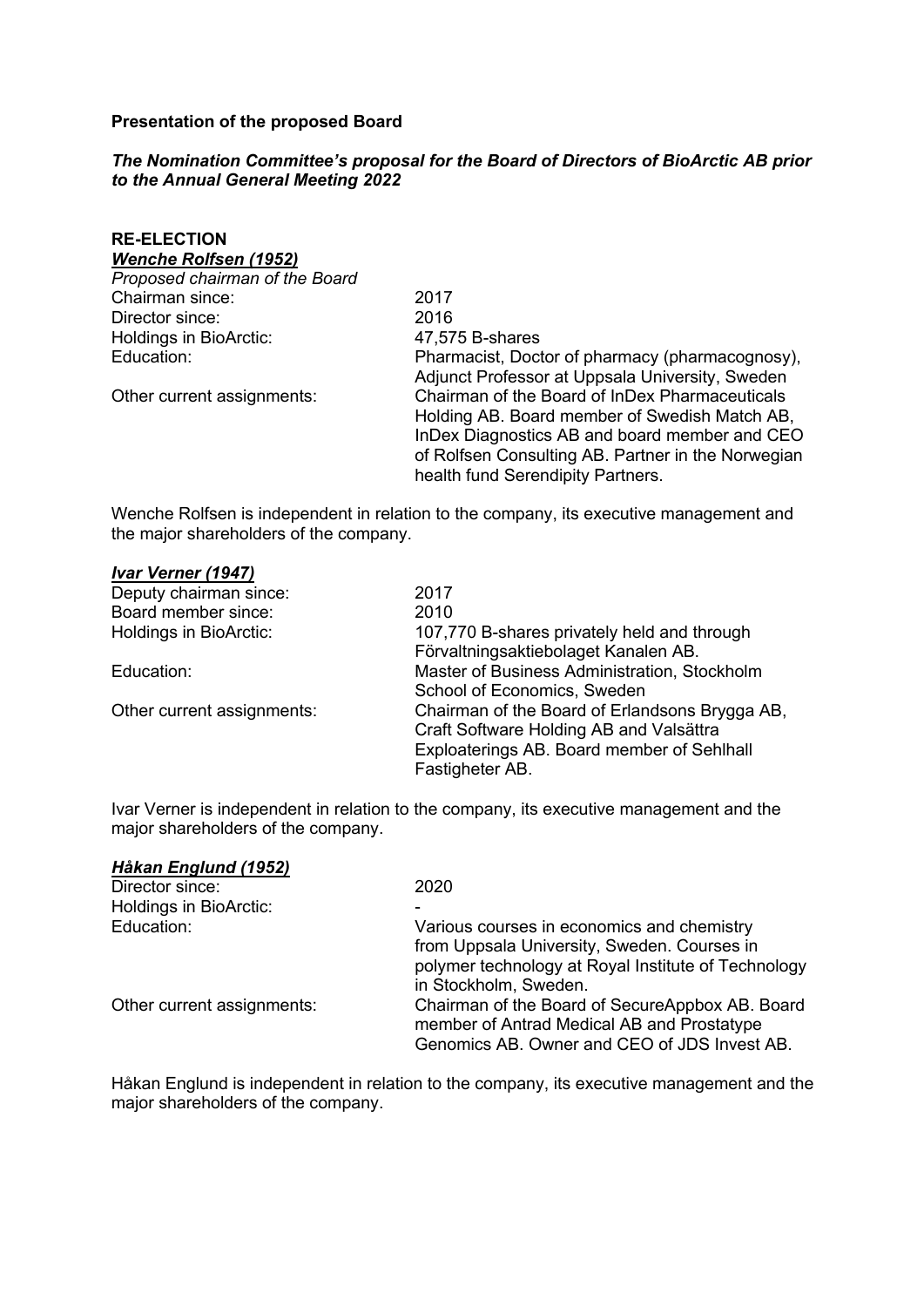**Presentation of the proposed Board**

***The Nomination Committee's proposal for the Board of Directors of BioArctic AB prior to the Annual General Meeting 2022***

**RE-ELECTION**

***Wenche Rolfsen (1952)***

*Proposed chairman of the Board*

| | |
|---|---|
| Chairman since: | 2017 |
| Director since: | 2016 |
| Holdings in BioArctic: | 47,575 B-shares |
| Education: | Pharmacist, Doctor of pharmacy (pharmacognosy), Adjunct Professor at Uppsala University, Sweden |
| Other current assignments: | Chairman of the Board of InDex Pharmaceuticals Holding AB. Board member of Swedish Match AB, InDex Diagnostics AB and board member and CEO of Rolfsen Consulting AB. Partner in the Norwegian health fund Serendipity Partners. |

Wenche Rolfsen is independent in relation to the company, its executive management and the major shareholders of the company.

***Ivar Verner (1947)***

| | |
|---|---|
| Deputy chairman since: | 2017 |
| Board member since: | 2010 |
| Holdings in BioArctic: | 107,770 B-shares privately held and through Förvaltningsaktiebolaget Kanalen AB. |
| Education: | Master of Business Administration, Stockholm School of Economics, Sweden |
| Other current assignments: | Chairman of the Board of Erlandsons Brygga AB, Craft Software Holding AB and Valsättra Exploaterings AB. Board member of Sehlhall Fastigheter AB. |

Ivar Verner is independent in relation to the company, its executive management and the major shareholders of the company.

***Håkan Englund (1952)***

| | |
|---|---|
| Director since: | 2020 |
| Holdings in BioArctic: | - |
| Education: | Various courses in economics and chemistry from Uppsala University, Sweden. Courses in polymer technology at Royal Institute of Technology in Stockholm, Sweden. |
| Other current assignments: | Chairman of the Board of SecureAppbox AB. Board member of Antrad Medical AB and Prostatype Genomics AB. Owner and CEO of JDS Invest AB. |

Håkan Englund is independent in relation to the company, its executive management and the major shareholders of the company.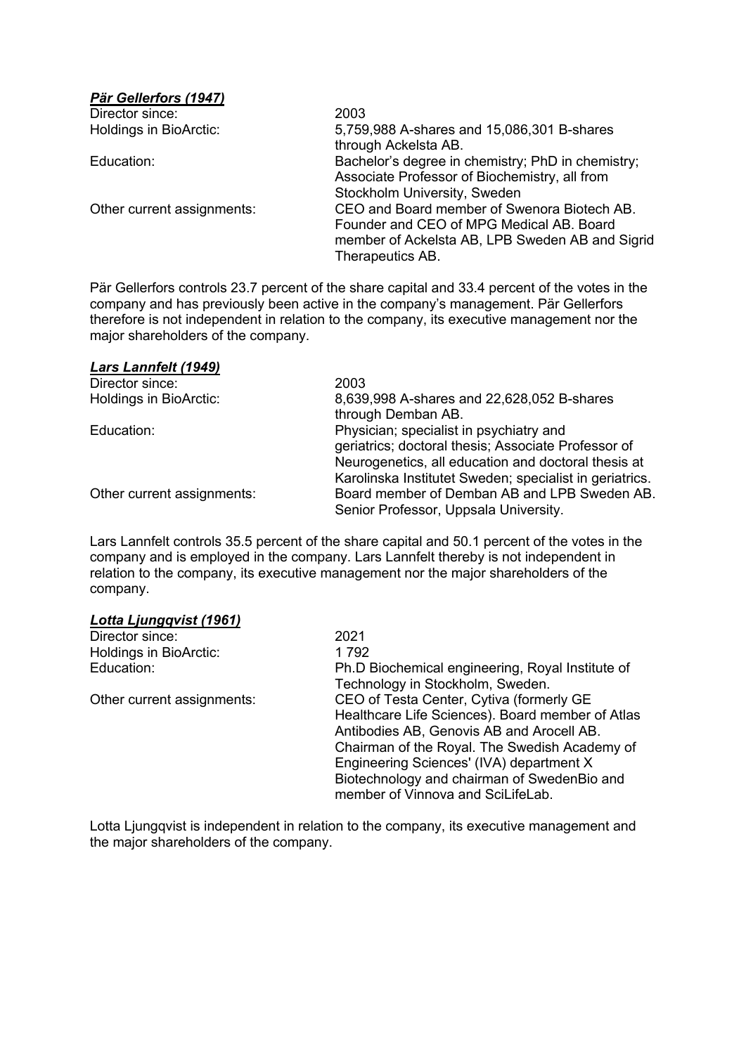***Pär Gellerfors (1947)***

| | |
|---|---|
| Director since: | 2003 |
| Holdings in BioArctic: | 5,759,988 A-shares and 15,086,301 B-shares through Ackelsta AB. |
| Education: | Bachelor's degree in chemistry; PhD in chemistry; Associate Professor of Biochemistry, all from Stockholm University, Sweden |
| Other current assignments: | CEO and Board member of Swenora Biotech AB. Founder and CEO of MPG Medical AB. Board member of Ackelsta AB, LPB Sweden AB and Sigrid Therapeutics AB. |

Pär Gellerfors controls 23.7 percent of the share capital and 33.4 percent of the votes in the company and has previously been active in the company's management. Pär Gellerfors therefore is not independent in relation to the company, its executive management nor the major shareholders of the company.

***Lars Lannfelt (1949)***

| | |
|---|---|
| Director since: | 2003 |
| Holdings in BioArctic: | 8,639,998 A-shares and 22,628,052 B-shares through Demban AB. |
| Education: | Physician; specialist in psychiatry and geriatrics; doctoral thesis; Associate Professor of Neurogenetics, all education and doctoral thesis at Karolinska Institutet Sweden; specialist in geriatrics. |
| Other current assignments: | Board member of Demban AB and LPB Sweden AB. Senior Professor, Uppsala University. |

Lars Lannfelt controls 35.5 percent of the share capital and 50.1 percent of the votes in the company and is employed in the company. Lars Lannfelt thereby is not independent in relation to the company, its executive management nor the major shareholders of the company.

***Lotta Ljungqvist (1961)***

| | |
|---|---|
| Director since: | 2021 |
| Holdings in BioArctic: | 1 792 |
| Education: | Ph.D Biochemical engineering, Royal Institute of Technology in Stockholm, Sweden. |
| Other current assignments: | CEO of Testa Center, Cytiva (formerly GE Healthcare Life Sciences). Board member of Atlas Antibodies AB, Genovis AB and Arocell AB. Chairman of the Royal. The Swedish Academy of Engineering Sciences' (IVA) department X Biotechnology and chairman of SwedenBio and member of Vinnova and SciLifeLab. |

Lotta Ljungqvist is independent in relation to the company, its executive management and the major shareholders of the company.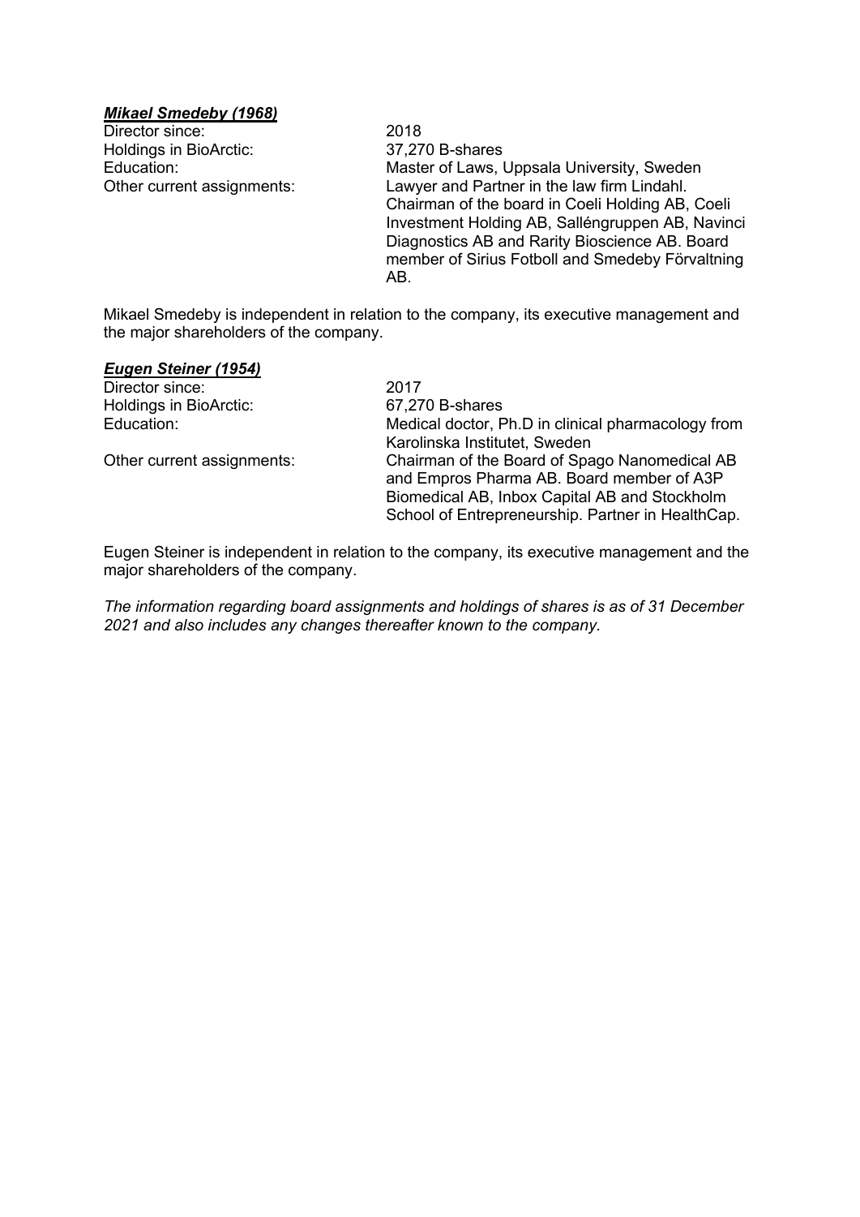***Mikael Smedeby (1968)***

| | |
|---|---|
| Director since: | 2018 |
| Holdings in BioArctic: | 37,270 B-shares |
| Education: | Master of Laws, Uppsala University, Sweden |
| Other current assignments: | Lawyer and Partner in the law firm Lindahl. Chairman of the board in Coeli Holding AB, Coeli Investment Holding AB, Salléngruppen AB, Navinci Diagnostics AB and Rarity Bioscience AB. Board member of Sirius Fotboll and Smedeby Förvaltning AB. |

Mikael Smedeby is independent in relation to the company, its executive management and the major shareholders of the company.

***Eugen Steiner (1954)***

| | |
|---|---|
| Director since: | 2017 |
| Holdings in BioArctic: | 67,270 B-shares |
| Education: | Medical doctor, Ph.D in clinical pharmacology from Karolinska Institutet, Sweden |
| Other current assignments: | Chairman of the Board of Spago Nanomedical AB and Empros Pharma AB. Board member of A3P Biomedical AB, Inbox Capital AB and Stockholm School of Entrepreneurship. Partner in HealthCap. |

Eugen Steiner is independent in relation to the company, its executive management and the major shareholders of the company.

*The information regarding board assignments and holdings of shares is as of 31 December 2021 and also includes any changes thereafter known to the company.*